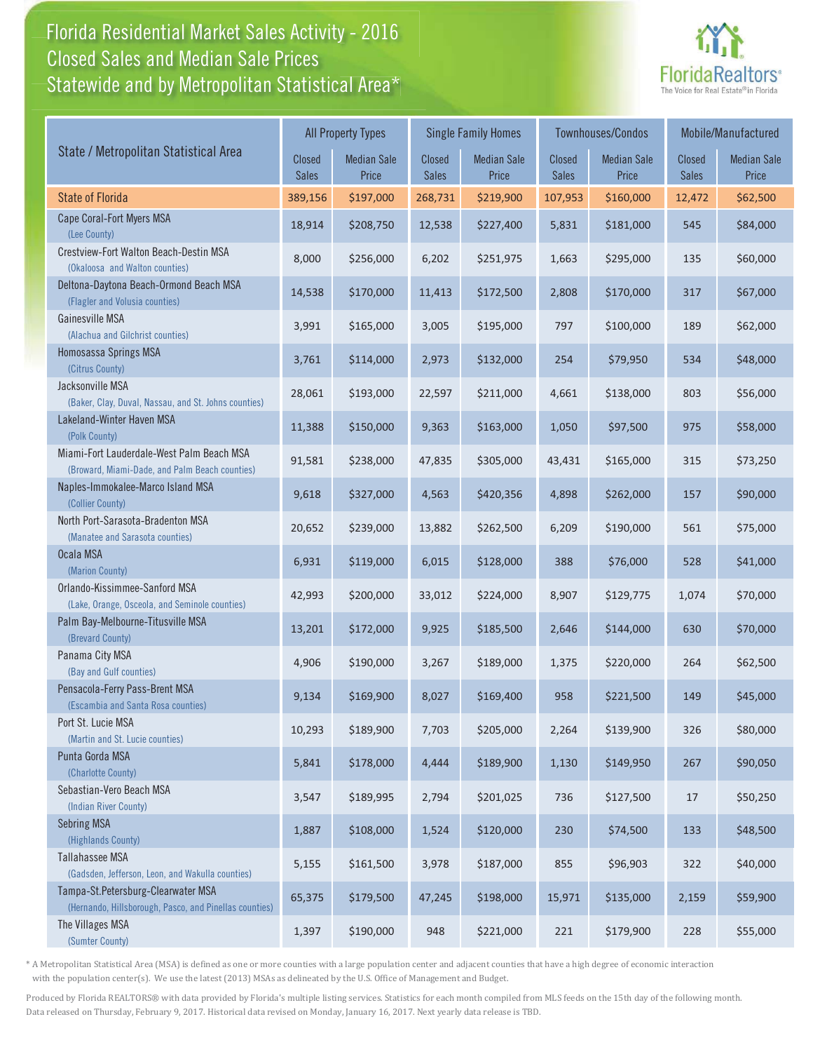# Florida Residential Market Sales Activity - 2016
## Closed Sales and Median Sale Prices
## Statewide and by Metropolitan Statistical Area*

FloridaRealtors®
The Voice for Real Estate® in Florida

| State / Metropolitan Statistical Area | All Property Types | | Single Family Homes | | Townhouses/Condos | | Mobile/Manufactured | |
|---|---|---|---|---|---|---|---|---|
| | Closed Sales | Median Sale Price | Closed Sales | Median Sale Price | Closed Sales | Median Sale Price | Closed Sales | Median Sale Price |
| State of Florida | 389,156 | $197,000 | 268,731 | $219,900 | 107,953 | $160,000 | 12,472 | $62,500 |
| Cape Coral-Fort Myers MSA (Lee County) | 18,914 | $208,750 | 12,538 | $227,400 | 5,831 | $181,000 | 545 | $84,000 |
| Crestview-Fort Walton Beach-Destin MSA (Okaloosa and Walton counties) | 8,000 | $256,000 | 6,202 | $251,975 | 1,663 | $295,000 | 135 | $60,000 |
| Deltona-Daytona Beach-Ormond Beach MSA (Flagler and Volusia counties) | 14,538 | $170,000 | 11,413 | $172,500 | 2,808 | $170,000 | 317 | $67,000 |
| Gainesville MSA (Alachua and Gilchrist counties) | 3,991 | $165,000 | 3,005 | $195,000 | 797 | $100,000 | 189 | $62,000 |
| Homosassa Springs MSA (Citrus County) | 3,761 | $114,000 | 2,973 | $132,000 | 254 | $79,950 | 534 | $48,000 |
| Jacksonville MSA (Baker, Clay, Duval, Nassau, and St. Johns counties) | 28,061 | $193,000 | 22,597 | $211,000 | 4,661 | $138,000 | 803 | $56,000 |
| Lakeland-Winter Haven MSA (Polk County) | 11,388 | $150,000 | 9,363 | $163,000 | 1,050 | $97,500 | 975 | $58,000 |
| Miami-Fort Lauderdale-West Palm Beach MSA (Broward, Miami-Dade, and Palm Beach counties) | 91,581 | $238,000 | 47,835 | $305,000 | 43,431 | $165,000 | 315 | $73,250 |
| Naples-Immokalee-Marco Island MSA (Collier County) | 9,618 | $327,000 | 4,563 | $420,356 | 4,898 | $262,000 | 157 | $90,000 |
| North Port-Sarasota-Bradenton MSA (Manatee and Sarasota counties) | 20,652 | $239,000 | 13,882 | $262,500 | 6,209 | $190,000 | 561 | $75,000 |
| Ocala MSA (Marion County) | 6,931 | $119,000 | 6,015 | $128,000 | 388 | $76,000 | 528 | $41,000 |
| Orlando-Kissimmee-Sanford MSA (Lake, Orange, Osceola, and Seminole counties) | 42,993 | $200,000 | 33,012 | $224,000 | 8,907 | $129,775 | 1,074 | $70,000 |
| Palm Bay-Melbourne-Titusville MSA (Brevard County) | 13,201 | $172,000 | 9,925 | $185,500 | 2,646 | $144,000 | 630 | $70,000 |
| Panama City MSA (Bay and Gulf counties) | 4,906 | $190,000 | 3,267 | $189,000 | 1,375 | $220,000 | 264 | $62,500 |
| Pensacola-Ferry Pass-Brent MSA (Escambia and Santa Rosa counties) | 9,134 | $169,900 | 8,027 | $169,400 | 958 | $221,500 | 149 | $45,000 |
| Port St. Lucie MSA (Martin and St. Lucie counties) | 10,293 | $189,900 | 7,703 | $205,000 | 2,264 | $139,900 | 326 | $80,000 |
| Punta Gorda MSA (Charlotte County) | 5,841 | $178,000 | 4,444 | $189,900 | 1,130 | $149,950 | 267 | $90,050 |
| Sebastian-Vero Beach MSA (Indian River County) | 3,547 | $189,995 | 2,794 | $201,025 | 736 | $127,500 | 17 | $50,250 |
| Sebring MSA (Highlands County) | 1,887 | $108,000 | 1,524 | $120,000 | 230 | $74,500 | 133 | $48,500 |
| Tallahassee MSA (Gadsden, Jefferson, Leon, and Wakulla counties) | 5,155 | $161,500 | 3,978 | $187,000 | 855 | $96,903 | 322 | $40,000 |
| Tampa-St.Petersburg-Clearwater MSA (Hernando, Hillsborough, Pasco, and Pinellas counties) | 65,375 | $179,500 | 47,245 | $198,000 | 15,971 | $135,000 | 2,159 | $59,900 |
| The Villages MSA (Sumter County) | 1,397 | $190,000 | 948 | $221,000 | 221 | $179,900 | 228 | $55,000 |

* A Metropolitan Statistical Area (MSA) is defined as one or more counties with a large population center and adjacent counties that have a high degree of economic interaction with the population center(s). We use the latest (2013) MSAs as delineated by the U.S. Office of Management and Budget.

Produced by Florida REALTORS® with data provided by Florida's multiple listing services. Statistics for each month compiled from MLS feeds on the 15th day of the following month. Data released on Thursday, February 9, 2017. Historical data revised on Monday, January 16, 2017. Next yearly data release is TBD.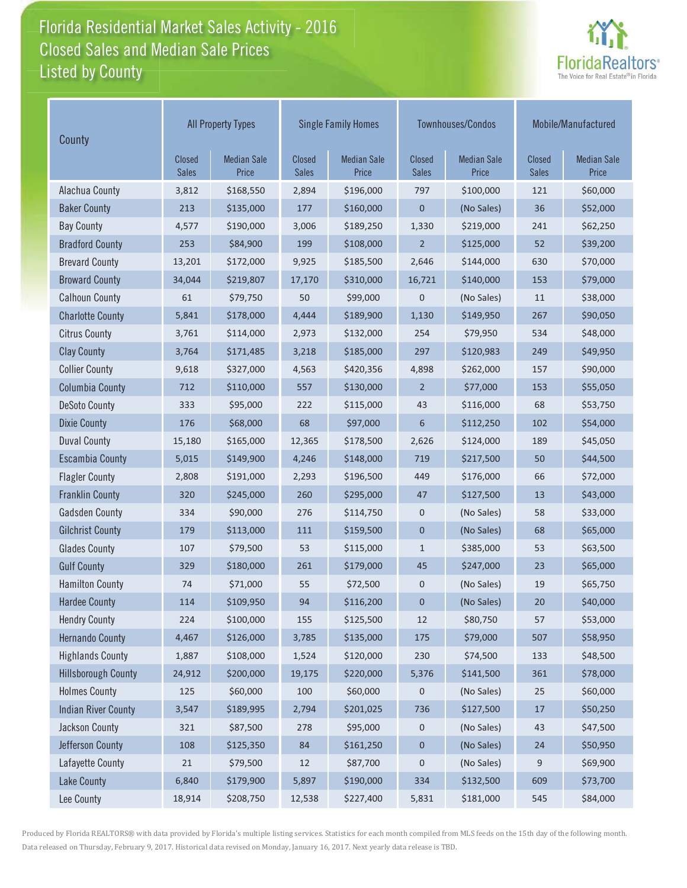# Florida Residential Market Sales Activity - 2016
## Closed Sales and Median Sale Prices
### Listed by County

FloridaRealtors®
The Voice for Real Estate® in Florida

| County | All Property Types | | Single Family Homes | | Townhouses/Condos | | Mobile/Manufactured | |
|---|---|---|---|---|---|---|---|---|
| | Closed Sales | Median Sale Price | Closed Sales | Median Sale Price | Closed Sales | Median Sale Price | Closed Sales | Median Sale Price |
| Alachua County | 3,812 | $168,550 | 2,894 | $196,000 | 797 | $100,000 | 121 | $60,000 |
| Baker County | 213 | $135,000 | 177 | $160,000 | 0 | (No Sales) | 36 | $52,000 |
| Bay County | 4,577 | $190,000 | 3,006 | $189,250 | 1,330 | $219,000 | 241 | $62,250 |
| Bradford County | 253 | $84,900 | 199 | $108,000 | 2 | $125,000 | 52 | $39,200 |
| Brevard County | 13,201 | $172,000 | 9,925 | $185,500 | 2,646 | $144,000 | 630 | $70,000 |
| Broward County | 34,044 | $219,807 | 17,170 | $310,000 | 16,721 | $140,000 | 153 | $79,000 |
| Calhoun County | 61 | $79,750 | 50 | $99,000 | 0 | (No Sales) | 11 | $38,000 |
| Charlotte County | 5,841 | $178,000 | 4,444 | $189,900 | 1,130 | $149,950 | 267 | $90,050 |
| Citrus County | 3,761 | $114,000 | 2,973 | $132,000 | 254 | $79,950 | 534 | $48,000 |
| Clay County | 3,764 | $171,485 | 3,218 | $185,000 | 297 | $120,983 | 249 | $49,950 |
| Collier County | 9,618 | $327,000 | 4,563 | $420,356 | 4,898 | $262,000 | 157 | $90,000 |
| Columbia County | 712 | $110,000 | 557 | $130,000 | 2 | $77,000 | 153 | $55,050 |
| DeSoto County | 333 | $95,000 | 222 | $115,000 | 43 | $116,000 | 68 | $53,750 |
| Dixie County | 176 | $68,000 | 68 | $97,000 | 6 | $112,250 | 102 | $54,000 |
| Duval County | 15,180 | $165,000 | 12,365 | $178,500 | 2,626 | $124,000 | 189 | $45,050 |
| Escambia County | 5,015 | $149,900 | 4,246 | $148,000 | 719 | $217,500 | 50 | $44,500 |
| Flagler County | 2,808 | $191,000 | 2,293 | $196,500 | 449 | $176,000 | 66 | $72,000 |
| Franklin County | 320 | $245,000 | 260 | $295,000 | 47 | $127,500 | 13 | $43,000 |
| Gadsden County | 334 | $90,000 | 276 | $114,750 | 0 | (No Sales) | 58 | $33,000 |
| Gilchrist County | 179 | $113,000 | 111 | $159,500 | 0 | (No Sales) | 68 | $65,000 |
| Glades County | 107 | $79,500 | 53 | $115,000 | 1 | $385,000 | 53 | $63,500 |
| Gulf County | 329 | $180,000 | 261 | $179,000 | 45 | $247,000 | 23 | $65,000 |
| Hamilton County | 74 | $71,000 | 55 | $72,500 | 0 | (No Sales) | 19 | $65,750 |
| Hardee County | 114 | $109,950 | 94 | $116,200 | 0 | (No Sales) | 20 | $40,000 |
| Hendry County | 224 | $100,000 | 155 | $125,500 | 12 | $80,750 | 57 | $53,000 |
| Hernando County | 4,467 | $126,000 | 3,785 | $135,000 | 175 | $79,000 | 507 | $58,950 |
| Highlands County | 1,887 | $108,000 | 1,524 | $120,000 | 230 | $74,500 | 133 | $48,500 |
| Hillsborough County | 24,912 | $200,000 | 19,175 | $220,000 | 5,376 | $141,500 | 361 | $78,000 |
| Holmes County | 125 | $60,000 | 100 | $60,000 | 0 | (No Sales) | 25 | $60,000 |
| Indian River County | 3,547 | $189,995 | 2,794 | $201,025 | 736 | $127,500 | 17 | $50,250 |
| Jackson County | 321 | $87,500 | 278 | $95,000 | 0 | (No Sales) | 43 | $47,500 |
| Jefferson County | 108 | $125,350 | 84 | $161,250 | 0 | (No Sales) | 24 | $50,950 |
| Lafayette County | 21 | $79,500 | 12 | $87,700 | 0 | (No Sales) | 9 | $69,900 |
| Lake County | 6,840 | $179,900 | 5,897 | $190,000 | 334 | $132,500 | 609 | $73,700 |
| Lee County | 18,914 | $208,750 | 12,538 | $227,400 | 5,831 | $181,000 | 545 | $84,000 |

Produced by Florida REALTORS® with data provided by Florida's multiple listing services. Statistics for each month compiled from MLS feeds on the 15th day of the following month. Data released on Thursday, February 9, 2017. Historical data revised on Monday, January 16, 2017. Next yearly data release is TBD.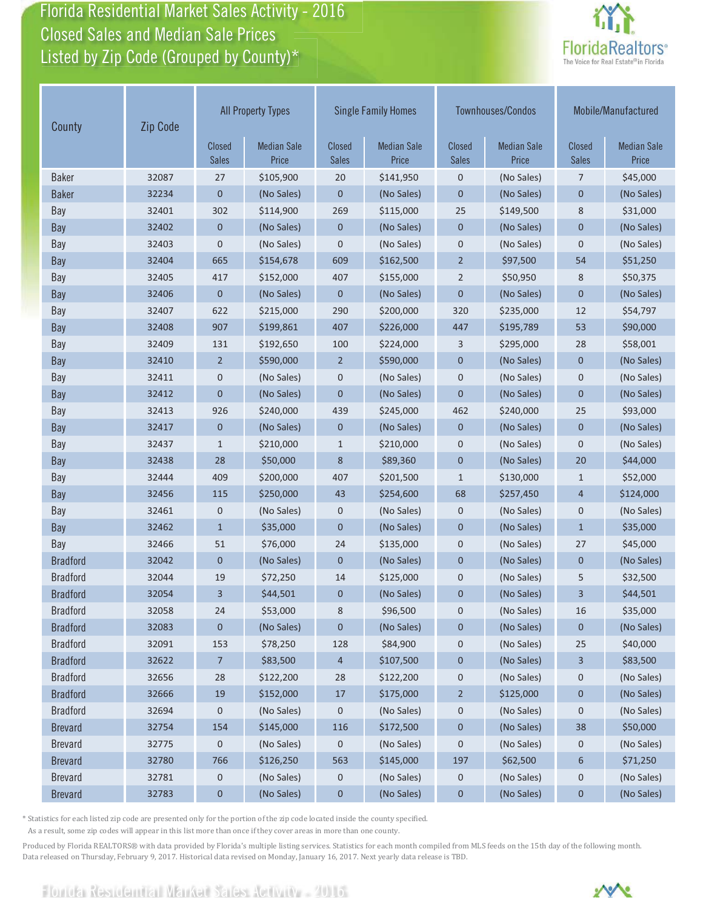# Florida Residential Market Sales Activity - 2016
## Closed Sales and Median Sale Prices Listed by Zip Code (Grouped by County)*

| County | Zip Code | All Property Types | | Single Family Homes | | Townhouses/Condos | | Mobile/Manufactured | |
|---|---|---|---|---|---|---|---|---|---|
| | | Closed Sales | Median Sale Price | Closed Sales | Median Sale Price | Closed Sales | Median Sale Price | Closed Sales | Median Sale Price |
| Baker | 32087 | 27 | $105,900 | 20 | $141,950 | 0 | (No Sales) | 7 | $45,000 |
| Baker | 32234 | 0 | (No Sales) | 0 | (No Sales) | 0 | (No Sales) | 0 | (No Sales) |
| Bay | 32401 | 302 | $114,900 | 269 | $115,000 | 25 | $149,500 | 8 | $31,000 |
| Bay | 32402 | 0 | (No Sales) | 0 | (No Sales) | 0 | (No Sales) | 0 | (No Sales) |
| Bay | 32403 | 0 | (No Sales) | 0 | (No Sales) | 0 | (No Sales) | 0 | (No Sales) |
| Bay | 32404 | 665 | $154,678 | 609 | $162,500 | 2 | $97,500 | 54 | $51,250 |
| Bay | 32405 | 417 | $152,000 | 407 | $155,000 | 2 | $50,950 | 8 | $50,375 |
| Bay | 32406 | 0 | (No Sales) | 0 | (No Sales) | 0 | (No Sales) | 0 | (No Sales) |
| Bay | 32407 | 622 | $215,000 | 290 | $200,000 | 320 | $235,000 | 12 | $54,797 |
| Bay | 32408 | 907 | $199,861 | 407 | $226,000 | 447 | $195,789 | 53 | $90,000 |
| Bay | 32409 | 131 | $192,650 | 100 | $224,000 | 3 | $295,000 | 28 | $58,001 |
| Bay | 32410 | 2 | $590,000 | 2 | $590,000 | 0 | (No Sales) | 0 | (No Sales) |
| Bay | 32411 | 0 | (No Sales) | 0 | (No Sales) | 0 | (No Sales) | 0 | (No Sales) |
| Bay | 32412 | 0 | (No Sales) | 0 | (No Sales) | 0 | (No Sales) | 0 | (No Sales) |
| Bay | 32413 | 926 | $240,000 | 439 | $245,000 | 462 | $240,000 | 25 | $93,000 |
| Bay | 32417 | 0 | (No Sales) | 0 | (No Sales) | 0 | (No Sales) | 0 | (No Sales) |
| Bay | 32437 | 1 | $210,000 | 1 | $210,000 | 0 | (No Sales) | 0 | (No Sales) |
| Bay | 32438 | 28 | $50,000 | 8 | $89,360 | 0 | (No Sales) | 20 | $44,000 |
| Bay | 32444 | 409 | $200,000 | 407 | $201,500 | 1 | $130,000 | 1 | $52,000 |
| Bay | 32456 | 115 | $250,000 | 43 | $254,600 | 68 | $257,450 | 4 | $124,000 |
| Bay | 32461 | 0 | (No Sales) | 0 | (No Sales) | 0 | (No Sales) | 0 | (No Sales) |
| Bay | 32462 | 1 | $35,000 | 0 | (No Sales) | 0 | (No Sales) | 1 | $35,000 |
| Bay | 32466 | 51 | $76,000 | 24 | $135,000 | 0 | (No Sales) | 27 | $45,000 |
| Bradford | 32042 | 0 | (No Sales) | 0 | (No Sales) | 0 | (No Sales) | 0 | (No Sales) |
| Bradford | 32044 | 19 | $72,250 | 14 | $125,000 | 0 | (No Sales) | 5 | $32,500 |
| Bradford | 32054 | 3 | $44,501 | 0 | (No Sales) | 0 | (No Sales) | 3 | $44,501 |
| Bradford | 32058 | 24 | $53,000 | 8 | $96,500 | 0 | (No Sales) | 16 | $35,000 |
| Bradford | 32083 | 0 | (No Sales) | 0 | (No Sales) | 0 | (No Sales) | 0 | (No Sales) |
| Bradford | 32091 | 153 | $78,250 | 128 | $84,900 | 0 | (No Sales) | 25 | $40,000 |
| Bradford | 32622 | 7 | $83,500 | 4 | $107,500 | 0 | (No Sales) | 3 | $83,500 |
| Bradford | 32656 | 28 | $122,200 | 28 | $122,200 | 0 | (No Sales) | 0 | (No Sales) |
| Bradford | 32666 | 19 | $152,000 | 17 | $175,000 | 2 | $125,000 | 0 | (No Sales) |
| Bradford | 32694 | 0 | (No Sales) | 0 | (No Sales) | 0 | (No Sales) | 0 | (No Sales) |
| Brevard | 32754 | 154 | $145,000 | 116 | $172,500 | 0 | (No Sales) | 38 | $50,000 |
| Brevard | 32775 | 0 | (No Sales) | 0 | (No Sales) | 0 | (No Sales) | 0 | (No Sales) |
| Brevard | 32780 | 766 | $126,250 | 563 | $145,000 | 197 | $62,500 | 6 | $71,250 |
| Brevard | 32781 | 0 | (No Sales) | 0 | (No Sales) | 0 | (No Sales) | 0 | (No Sales) |
| Brevard | 32783 | 0 | (No Sales) | 0 | (No Sales) | 0 | (No Sales) | 0 | (No Sales) |

* Statistics for each listed zip code are presented only for the portion of the zip code located inside the county specified. As a result, some zip codes will appear in this list more than once if they cover areas in more than one county.

Produced by Florida REALTORS® with data provided by Florida's multiple listing services. Statistics for each month compiled from MLS feeds on the 15th day of the following month. Data released on Thursday, February 9, 2017. Historical data revised on Monday, January 16, 2017. Next yearly data release is TBD.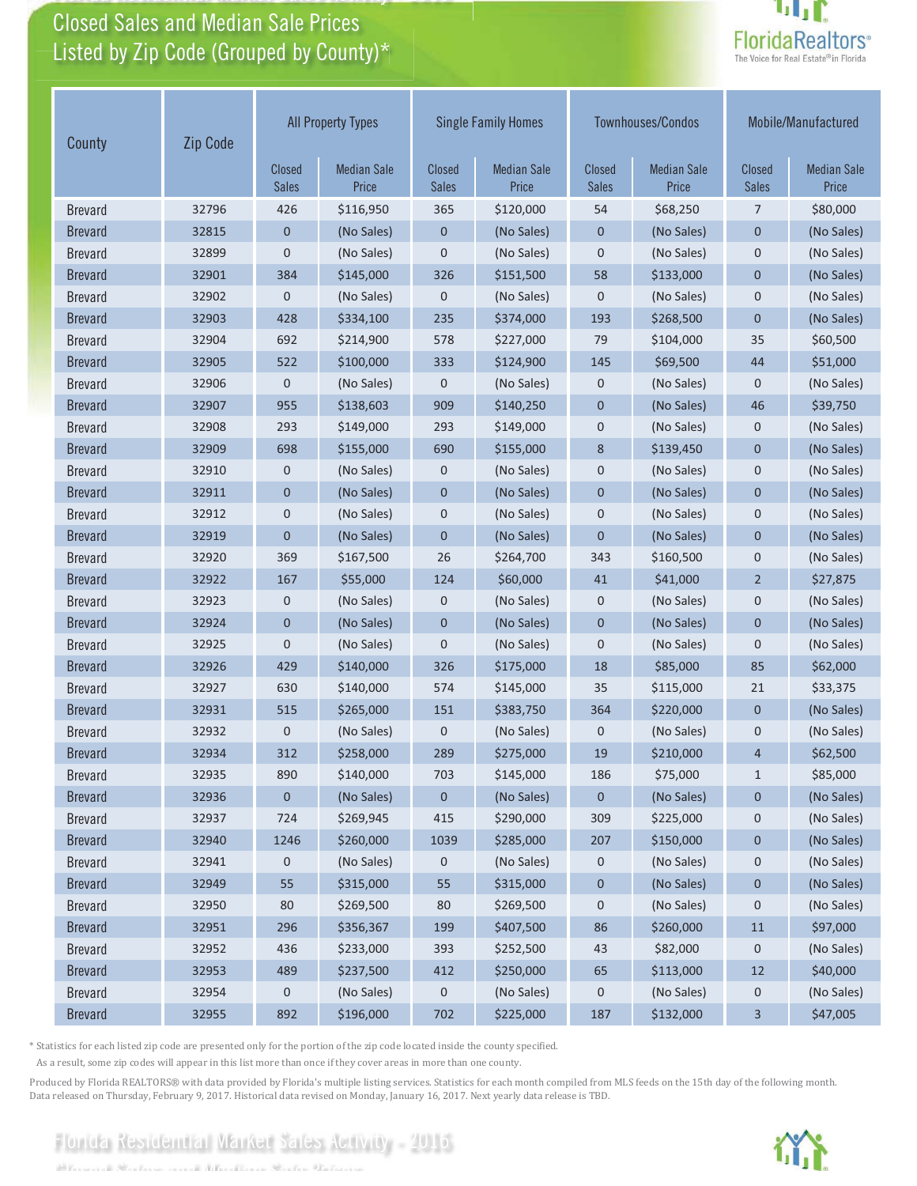# Closed Sales and Median Sale Prices Listed by Zip Code (Grouped by County)*

| County | Zip Code | All Property Types | | Single Family Homes | | Townhouses/Condos | | Mobile/Manufactured | |
|---|---|---|---|---|---|---|---|---|---|
| | | Closed Sales | Median Sale Price | Closed Sales | Median Sale Price | Closed Sales | Median Sale Price | Closed Sales | Median Sale Price |
| Brevard | 32796 | 426 | $116,950 | 365 | $120,000 | 54 | $68,250 | 7 | $80,000 |
| Brevard | 32815 | 0 | (No Sales) | 0 | (No Sales) | 0 | (No Sales) | 0 | (No Sales) |
| Brevard | 32899 | 0 | (No Sales) | 0 | (No Sales) | 0 | (No Sales) | 0 | (No Sales) |
| Brevard | 32901 | 384 | $145,000 | 326 | $151,500 | 58 | $133,000 | 0 | (No Sales) |
| Brevard | 32902 | 0 | (No Sales) | 0 | (No Sales) | 0 | (No Sales) | 0 | (No Sales) |
| Brevard | 32903 | 428 | $334,100 | 235 | $374,000 | 193 | $268,500 | 0 | (No Sales) |
| Brevard | 32904 | 692 | $214,900 | 578 | $227,000 | 79 | $104,000 | 35 | $60,500 |
| Brevard | 32905 | 522 | $100,000 | 333 | $124,900 | 145 | $69,500 | 44 | $51,000 |
| Brevard | 32906 | 0 | (No Sales) | 0 | (No Sales) | 0 | (No Sales) | 0 | (No Sales) |
| Brevard | 32907 | 955 | $138,603 | 909 | $140,250 | 0 | (No Sales) | 46 | $39,750 |
| Brevard | 32908 | 293 | $149,000 | 293 | $149,000 | 0 | (No Sales) | 0 | (No Sales) |
| Brevard | 32909 | 698 | $155,000 | 690 | $155,000 | 8 | $139,450 | 0 | (No Sales) |
| Brevard | 32910 | 0 | (No Sales) | 0 | (No Sales) | 0 | (No Sales) | 0 | (No Sales) |
| Brevard | 32911 | 0 | (No Sales) | 0 | (No Sales) | 0 | (No Sales) | 0 | (No Sales) |
| Brevard | 32912 | 0 | (No Sales) | 0 | (No Sales) | 0 | (No Sales) | 0 | (No Sales) |
| Brevard | 32919 | 0 | (No Sales) | 0 | (No Sales) | 0 | (No Sales) | 0 | (No Sales) |
| Brevard | 32920 | 369 | $167,500 | 26 | $264,700 | 343 | $160,500 | 0 | (No Sales) |
| Brevard | 32922 | 167 | $55,000 | 124 | $60,000 | 41 | $41,000 | 2 | $27,875 |
| Brevard | 32923 | 0 | (No Sales) | 0 | (No Sales) | 0 | (No Sales) | 0 | (No Sales) |
| Brevard | 32924 | 0 | (No Sales) | 0 | (No Sales) | 0 | (No Sales) | 0 | (No Sales) |
| Brevard | 32925 | 0 | (No Sales) | 0 | (No Sales) | 0 | (No Sales) | 0 | (No Sales) |
| Brevard | 32926 | 429 | $140,000 | 326 | $175,000 | 18 | $85,000 | 85 | $62,000 |
| Brevard | 32927 | 630 | $140,000 | 574 | $145,000 | 35 | $115,000 | 21 | $33,375 |
| Brevard | 32931 | 515 | $265,000 | 151 | $383,750 | 364 | $220,000 | 0 | (No Sales) |
| Brevard | 32932 | 0 | (No Sales) | 0 | (No Sales) | 0 | (No Sales) | 0 | (No Sales) |
| Brevard | 32934 | 312 | $258,000 | 289 | $275,000 | 19 | $210,000 | 4 | $62,500 |
| Brevard | 32935 | 890 | $140,000 | 703 | $145,000 | 186 | $75,000 | 1 | $85,000 |
| Brevard | 32936 | 0 | (No Sales) | 0 | (No Sales) | 0 | (No Sales) | 0 | (No Sales) |
| Brevard | 32937 | 724 | $269,945 | 415 | $290,000 | 309 | $225,000 | 0 | (No Sales) |
| Brevard | 32940 | 1246 | $260,000 | 1039 | $285,000 | 207 | $150,000 | 0 | (No Sales) |
| Brevard | 32941 | 0 | (No Sales) | 0 | (No Sales) | 0 | (No Sales) | 0 | (No Sales) |
| Brevard | 32949 | 55 | $315,000 | 55 | $315,000 | 0 | (No Sales) | 0 | (No Sales) |
| Brevard | 32950 | 80 | $269,500 | 80 | $269,500 | 0 | (No Sales) | 0 | (No Sales) |
| Brevard | 32951 | 296 | $356,367 | 199 | $407,500 | 86 | $260,000 | 11 | $97,000 |
| Brevard | 32952 | 436 | $233,000 | 393 | $252,500 | 43 | $82,000 | 0 | (No Sales) |
| Brevard | 32953 | 489 | $237,500 | 412 | $250,000 | 65 | $113,000 | 12 | $40,000 |
| Brevard | 32954 | 0 | (No Sales) | 0 | (No Sales) | 0 | (No Sales) | 0 | (No Sales) |
| Brevard | 32955 | 892 | $196,000 | 702 | $225,000 | 187 | $132,000 | 3 | $47,005 |

* Statistics for each listed zip code are presented only for the portion of the zip code located inside the county specified.
As a result, some zip codes will appear in this list more than once if they cover areas in more than one county.

Produced by Florida REALTORS® with data provided by Florida's multiple listing services. Statistics for each month compiled from MLS feeds on the 15th day of the following month.
Data released on Thursday, February 9, 2017. Historical data revised on Monday, January 16, 2017. Next yearly data release is TBD.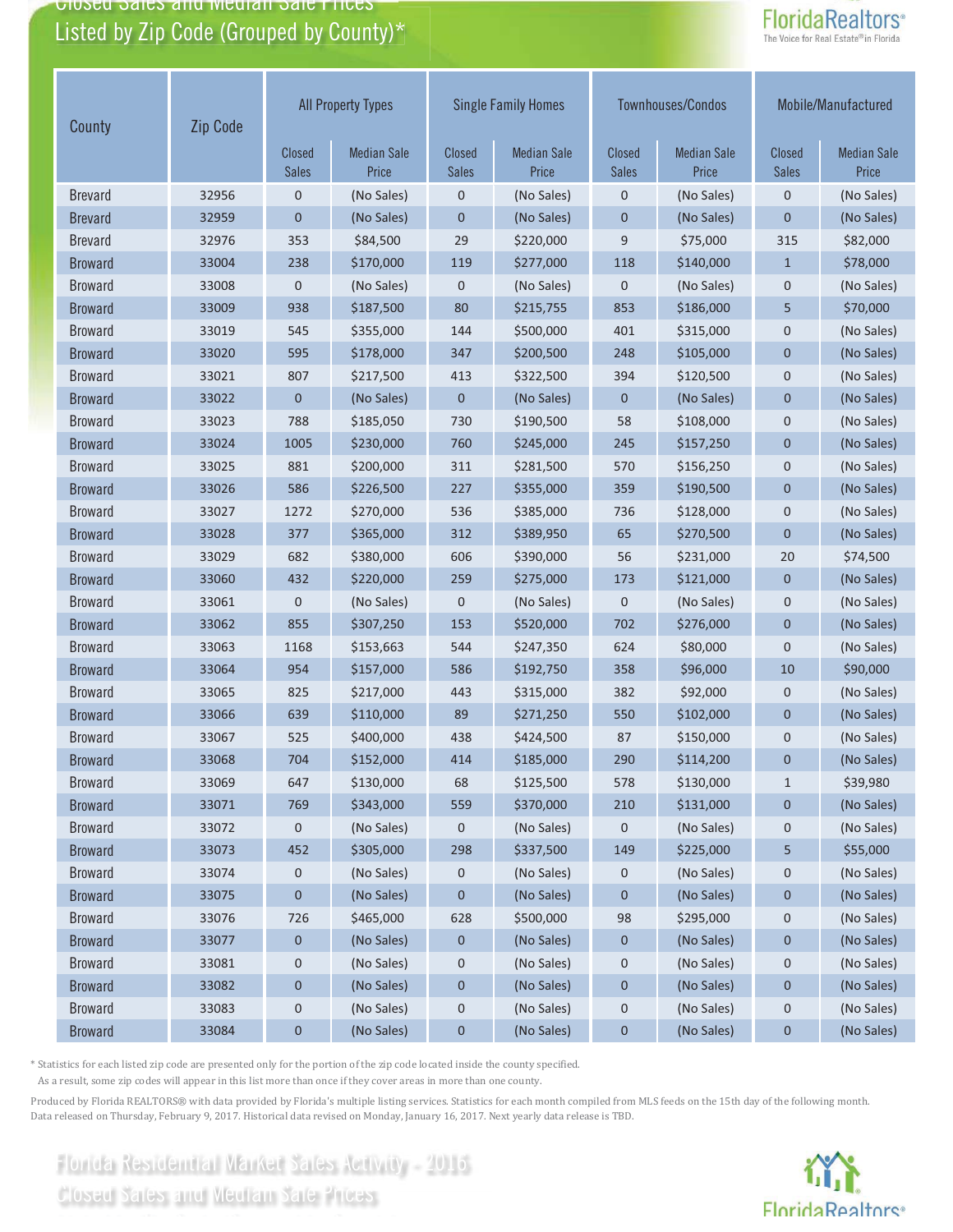# Closed Sales and Median Sale Prices Listed by Zip Code (Grouped by County)*

| County | Zip Code | All Property Types | | Single Family Homes | | Townhouses/Condos | | Mobile/Manufactured | |
|---|---|---|---|---|---|---|---|---|---|
| | | Closed Sales | Median Sale Price | Closed Sales | Median Sale Price | Closed Sales | Median Sale Price | Closed Sales | Median Sale Price |
| Brevard | 32956 | 0 | (No Sales) | 0 | (No Sales) | 0 | (No Sales) | 0 | (No Sales) |
| Brevard | 32959 | 0 | (No Sales) | 0 | (No Sales) | 0 | (No Sales) | 0 | (No Sales) |
| Brevard | 32976 | 353 | $84,500 | 29 | $220,000 | 9 | $75,000 | 315 | $82,000 |
| Broward | 33004 | 238 | $170,000 | 119 | $277,000 | 118 | $140,000 | 1 | $78,000 |
| Broward | 33008 | 0 | (No Sales) | 0 | (No Sales) | 0 | (No Sales) | 0 | (No Sales) |
| Broward | 33009 | 938 | $187,500 | 80 | $215,755 | 853 | $186,000 | 5 | $70,000 |
| Broward | 33019 | 545 | $355,000 | 144 | $500,000 | 401 | $315,000 | 0 | (No Sales) |
| Broward | 33020 | 595 | $178,000 | 347 | $200,500 | 248 | $105,000 | 0 | (No Sales) |
| Broward | 33021 | 807 | $217,500 | 413 | $322,500 | 394 | $120,500 | 0 | (No Sales) |
| Broward | 33022 | 0 | (No Sales) | 0 | (No Sales) | 0 | (No Sales) | 0 | (No Sales) |
| Broward | 33023 | 788 | $185,050 | 730 | $190,500 | 58 | $108,000 | 0 | (No Sales) |
| Broward | 33024 | 1005 | $230,000 | 760 | $245,000 | 245 | $157,250 | 0 | (No Sales) |
| Broward | 33025 | 881 | $200,000 | 311 | $281,500 | 570 | $156,250 | 0 | (No Sales) |
| Broward | 33026 | 586 | $226,500 | 227 | $355,000 | 359 | $190,500 | 0 | (No Sales) |
| Broward | 33027 | 1272 | $270,000 | 536 | $385,000 | 736 | $128,000 | 0 | (No Sales) |
| Broward | 33028 | 377 | $365,000 | 312 | $389,950 | 65 | $270,500 | 0 | (No Sales) |
| Broward | 33029 | 682 | $380,000 | 606 | $390,000 | 56 | $231,000 | 20 | $74,500 |
| Broward | 33060 | 432 | $220,000 | 259 | $275,000 | 173 | $121,000 | 0 | (No Sales) |
| Broward | 33061 | 0 | (No Sales) | 0 | (No Sales) | 0 | (No Sales) | 0 | (No Sales) |
| Broward | 33062 | 855 | $307,250 | 153 | $520,000 | 702 | $276,000 | 0 | (No Sales) |
| Broward | 33063 | 1168 | $153,663 | 544 | $247,350 | 624 | $80,000 | 0 | (No Sales) |
| Broward | 33064 | 954 | $157,000 | 586 | $192,750 | 358 | $96,000 | 10 | $90,000 |
| Broward | 33065 | 825 | $217,000 | 443 | $315,000 | 382 | $92,000 | 0 | (No Sales) |
| Broward | 33066 | 639 | $110,000 | 89 | $271,250 | 550 | $102,000 | 0 | (No Sales) |
| Broward | 33067 | 525 | $400,000 | 438 | $424,500 | 87 | $150,000 | 0 | (No Sales) |
| Broward | 33068 | 704 | $152,000 | 414 | $185,000 | 290 | $114,200 | 0 | (No Sales) |
| Broward | 33069 | 647 | $130,000 | 68 | $125,500 | 578 | $130,000 | 1 | $39,980 |
| Broward | 33071 | 769 | $343,000 | 559 | $370,000 | 210 | $131,000 | 0 | (No Sales) |
| Broward | 33072 | 0 | (No Sales) | 0 | (No Sales) | 0 | (No Sales) | 0 | (No Sales) |
| Broward | 33073 | 452 | $305,000 | 298 | $337,500 | 149 | $225,000 | 5 | $55,000 |
| Broward | 33074 | 0 | (No Sales) | 0 | (No Sales) | 0 | (No Sales) | 0 | (No Sales) |
| Broward | 33075 | 0 | (No Sales) | 0 | (No Sales) | 0 | (No Sales) | 0 | (No Sales) |
| Broward | 33076 | 726 | $465,000 | 628 | $500,000 | 98 | $295,000 | 0 | (No Sales) |
| Broward | 33077 | 0 | (No Sales) | 0 | (No Sales) | 0 | (No Sales) | 0 | (No Sales) |
| Broward | 33081 | 0 | (No Sales) | 0 | (No Sales) | 0 | (No Sales) | 0 | (No Sales) |
| Broward | 33082 | 0 | (No Sales) | 0 | (No Sales) | 0 | (No Sales) | 0 | (No Sales) |
| Broward | 33083 | 0 | (No Sales) | 0 | (No Sales) | 0 | (No Sales) | 0 | (No Sales) |
| Broward | 33084 | 0 | (No Sales) | 0 | (No Sales) | 0 | (No Sales) | 0 | (No Sales) |

* Statistics for each listed zip code are presented only for the portion of the zip code located inside the county specified. As a result, some zip codes will appear in this list more than once if they cover areas in more than one county.

Produced by Florida REALTORS® with data provided by Florida's multiple listing services. Statistics for each month compiled from MLS feeds on the 15th day of the following month. Data released on Thursday, February 9, 2017. Historical data revised on Monday, January 16, 2017. Next yearly data release is TBD.